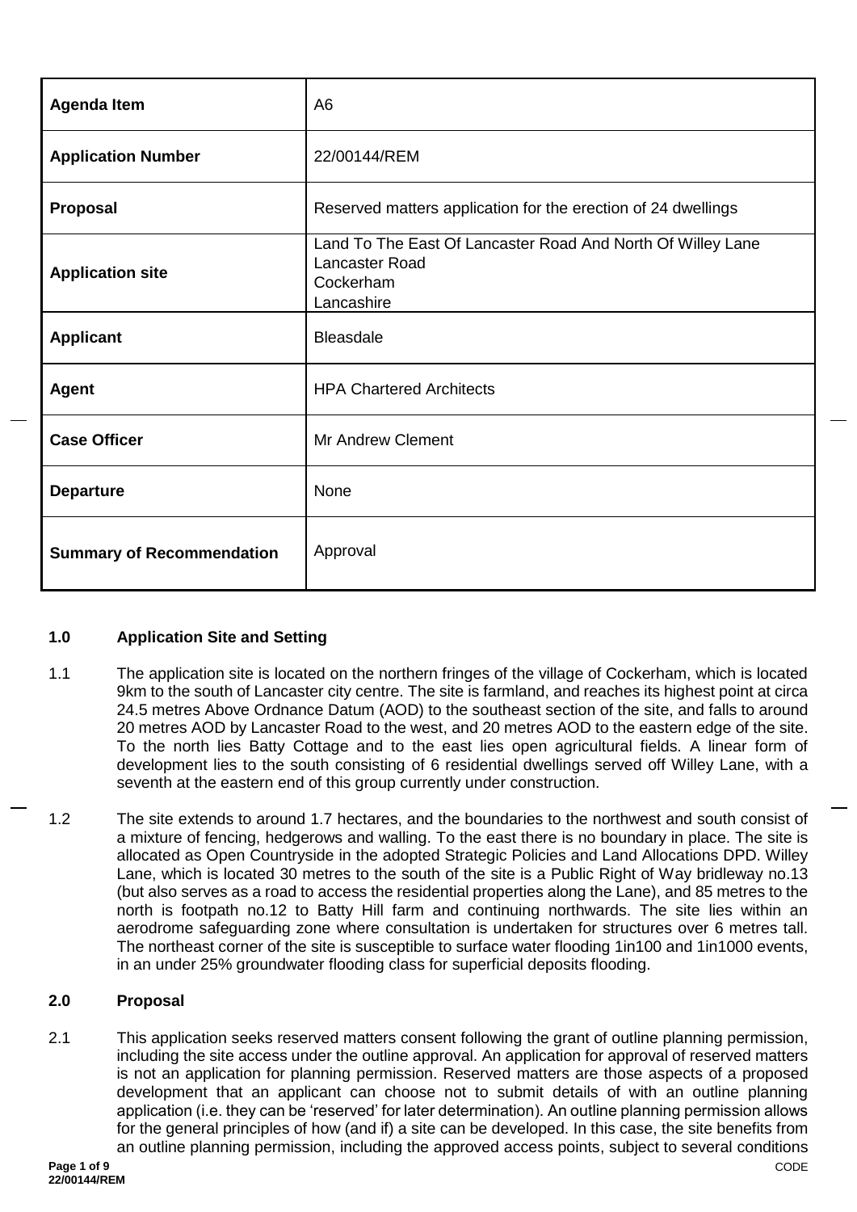| Agenda Item | A6 |
| --- | --- |
| **Application Number** | 22/00144/REM |
| **Proposal** | Reserved matters application for the erection of 24 dwellings |
| **Application site** | Land To The East Of Lancaster Road And North Of Willey Lane<br>Lancaster Road<br>Cockerham<br>Lancashire |
| **Applicant** | Bleasdale |
| **Agent** | HPA Chartered Architects |
| **Case Officer** | Mr Andrew Clement |
| **Departure** | None |
| **Summary of Recommendation** | Approval |

## 1.0 Application Site and Setting

1.1 The application site is located on the northern fringes of the village of Cockerham, which is located 9km to the south of Lancaster city centre. The site is farmland, and reaches its highest point at circa 24.5 metres Above Ordnance Datum (AOD) to the southeast section of the site, and falls to around 20 metres AOD by Lancaster Road to the west, and 20 metres AOD to the eastern edge of the site. To the north lies Batty Cottage and to the east lies open agricultural fields. A linear form of development lies to the south consisting of 6 residential dwellings served off Willey Lane, with a seventh at the eastern end of this group currently under construction.

1.2 The site extends to around 1.7 hectares, and the boundaries to the northwest and south consist of a mixture of fencing, hedgerows and walling. To the east there is no boundary in place. The site is allocated as Open Countryside in the adopted Strategic Policies and Land Allocations DPD. Willey Lane, which is located 30 metres to the south of the site is a Public Right of Way bridleway no.13 (but also serves as a road to access the residential properties along the Lane), and 85 metres to the north is footpath no.12 to Batty Hill farm and continuing northwards. The site lies within an aerodrome safeguarding zone where consultation is undertaken for structures over 6 metres tall. The northeast corner of the site is susceptible to surface water flooding 1in100 and 1in1000 events, in an under 25% groundwater flooding class for superficial deposits flooding.

## 2.0 Proposal

2.1 This application seeks reserved matters consent following the grant of outline planning permission, including the site access under the outline approval. An application for approval of reserved matters is not an application for planning permission. Reserved matters are those aspects of a proposed development that an applicant can choose not to submit details of with an outline planning application (i.e. they can be 'reserved' for later determination). An outline planning permission allows for the general principles of how (and if) a site can be developed. In this case, the site benefits from an outline planning permission, including the approved access points, subject to several conditions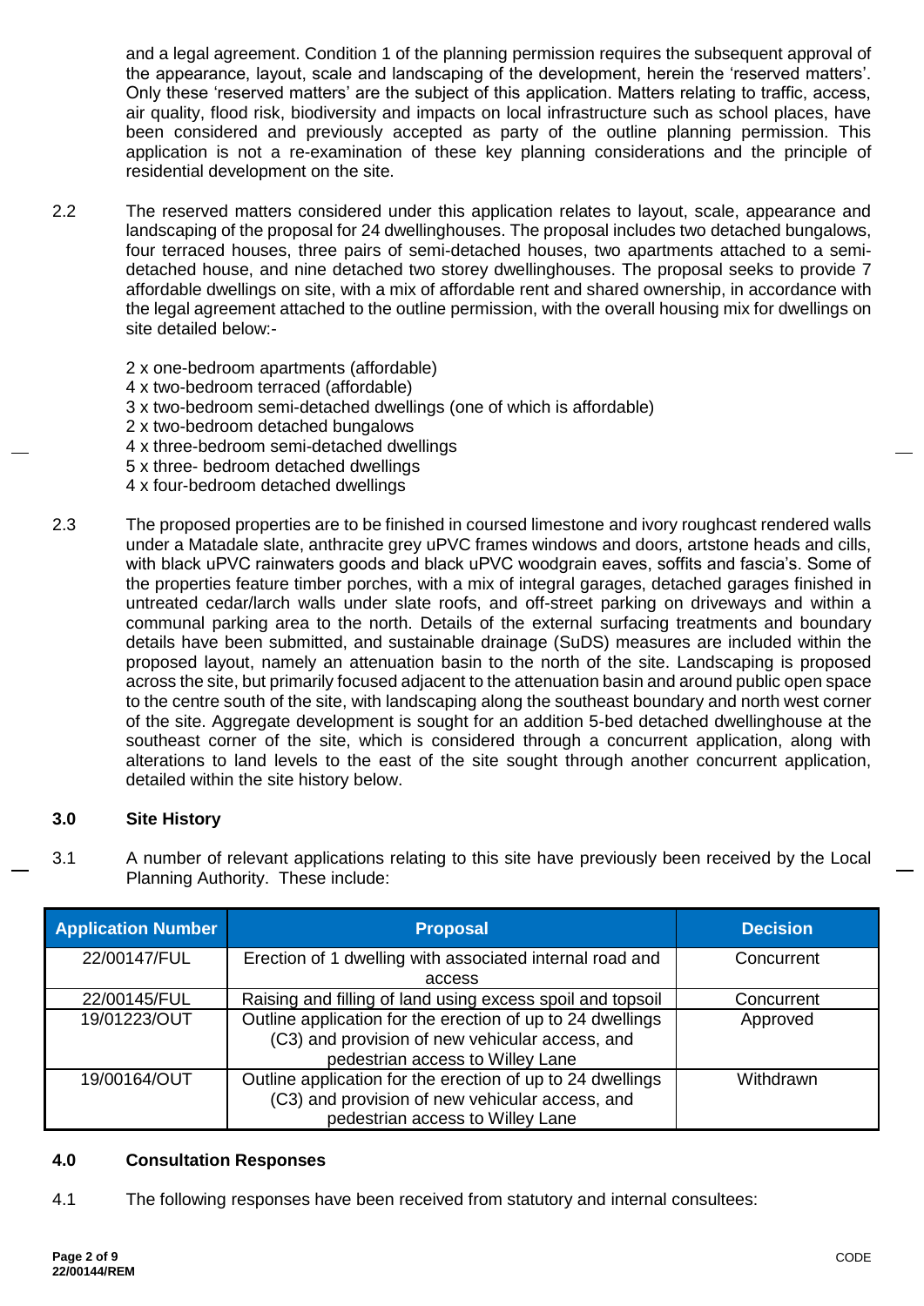and a legal agreement. Condition 1 of the planning permission requires the subsequent approval of the appearance, layout, scale and landscaping of the development, herein the 'reserved matters'. Only these 'reserved matters' are the subject of this application. Matters relating to traffic, access, air quality, flood risk, biodiversity and impacts on local infrastructure such as school places, have been considered and previously accepted as party of the outline planning permission. This application is not a re-examination of these key planning considerations and the principle of residential development on the site.

2.2 The reserved matters considered under this application relates to layout, scale, appearance and landscaping of the proposal for 24 dwellinghouses. The proposal includes two detached bungalows, four terraced houses, three pairs of semi-detached houses, two apartments attached to a semi-detached house, and nine detached two storey dwellinghouses. The proposal seeks to provide 7 affordable dwellings on site, with a mix of affordable rent and shared ownership, in accordance with the legal agreement attached to the outline permission, with the overall housing mix for dwellings on site detailed below:-

2 x one-bedroom apartments (affordable)
4 x two-bedroom terraced (affordable)
3 x two-bedroom semi-detached dwellings (one of which is affordable)
2 x two-bedroom detached bungalows
4 x three-bedroom semi-detached dwellings
5 x three- bedroom detached dwellings
4 x four-bedroom detached dwellings

2.3 The proposed properties are to be finished in coursed limestone and ivory roughcast rendered walls under a Matadale slate, anthracite grey uPVC frames windows and doors, artstone heads and cills, with black uPVC rainwaters goods and black uPVC woodgrain eaves, soffits and fascia's. Some of the properties feature timber porches, with a mix of integral garages, detached garages finished in untreated cedar/larch walls under slate roofs, and off-street parking on driveways and within a communal parking area to the north. Details of the external surfacing treatments and boundary details have been submitted, and sustainable drainage (SuDS) measures are included within the proposed layout, namely an attenuation basin to the north of the site. Landscaping is proposed across the site, but primarily focused adjacent to the attenuation basin and around public open space to the centre south of the site, with landscaping along the southeast boundary and north west corner of the site. Aggregate development is sought for an addition 5-bed detached dwellinghouse at the southeast corner of the site, which is considered through a concurrent application, along with alterations to land levels to the east of the site sought through another concurrent application, detailed within the site history below.

## 3.0 Site History

3.1 A number of relevant applications relating to this site have previously been received by the Local Planning Authority. These include:

| Application Number | Proposal | Decision |
|---|---|---|
| 22/00147/FUL | Erection of 1 dwelling with associated internal road and access | Concurrent |
| 22/00145/FUL | Raising and filling of land using excess spoil and topsoil | Concurrent |
| 19/01223/OUT | Outline application for the erection of up to 24 dwellings (C3) and provision of new vehicular access, and pedestrian access to Willey Lane | Approved |
| 19/00164/OUT | Outline application for the erection of up to 24 dwellings (C3) and provision of new vehicular access, and pedestrian access to Willey Lane | Withdrawn |

## 4.0 Consultation Responses

4.1 The following responses have been received from statutory and internal consultees: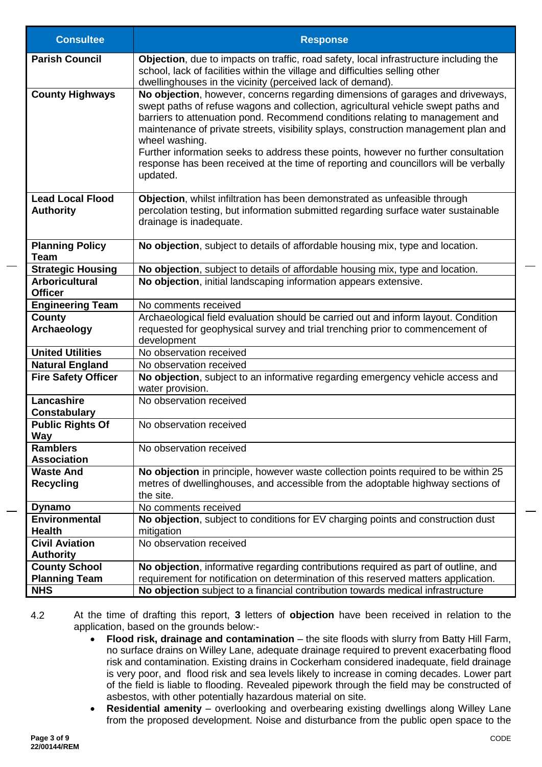| Consultee | Response |
|---|---|
| **Parish Council** | **Objection**, due to impacts on traffic, road safety, local infrastructure including the school, lack of facilities within the village and difficulties selling other dwellinghouses in the vicinity (perceived lack of demand). |
| **County Highways** | **No objection**, however, concerns regarding dimensions of garages and driveways, swept paths of refuse wagons and collection, agricultural vehicle swept paths and barriers to attenuation pond. Recommend conditions relating to management and maintenance of private streets, visibility splays, construction management plan and wheel washing.<br>Further information seeks to address these points, however no further consultation response has been received at the time of reporting and councillors will be verbally updated. |
| **Lead Local Flood Authority** | **Objection**, whilst infiltration has been demonstrated as unfeasible through percolation testing, but information submitted regarding surface water sustainable drainage is inadequate. |
| **Planning Policy Team** | **No objection**, subject to details of affordable housing mix, type and location. |
| **Strategic Housing** | **No objection**, subject to details of affordable housing mix, type and location. |
| **Arboricultural Officer** | **No objection**, initial landscaping information appears extensive. |
| **Engineering Team** | No comments received |
| **County Archaeology** | Archaeological field evaluation should be carried out and inform layout. Condition requested for geophysical survey and trial trenching prior to commencement of development |
| **United Utilities** | No observation received |
| **Natural England** | No observation received |
| **Fire Safety Officer** | **No objection**, subject to an informative regarding emergency vehicle access and water provision. |
| **Lancashire Constabulary** | No observation received |
| **Public Rights Of Way** | No observation received |
| **Ramblers Association** | No observation received |
| **Waste And Recycling** | **No objection** in principle, however waste collection points required to be within 25 metres of dwellinghouses, and accessible from the adoptable highway sections of the site. |
| **Dynamo** | No comments received |
| **Environmental Health** | **No objection**, subject to conditions for EV charging points and construction dust mitigation |
| **Civil Aviation Authority** | No observation received |
| **County School Planning Team** | **No objection**, informative regarding contributions required as part of outline, and requirement for notification on determination of this reserved matters application. |
| **NHS** | **No objection** subject to a financial contribution towards medical infrastructure |

4.2 At the time of drafting this report, **3** letters of **objection** have been received in relation to the application, based on the grounds below:-

- **Flood risk, drainage and contamination** – the site floods with slurry from Batty Hill Farm, no surface drains on Willey Lane, adequate drainage required to prevent exacerbating flood risk and contamination. Existing drains in Cockerham considered inadequate, field drainage is very poor, and flood risk and sea levels likely to increase in coming decades. Lower part of the field is liable to flooding. Revealed pipework through the field may be constructed of asbestos, with other potentially hazardous material on site.
- **Residential amenity** – overlooking and overbearing existing dwellings along Willey Lane from the proposed development. Noise and disturbance from the public open space to the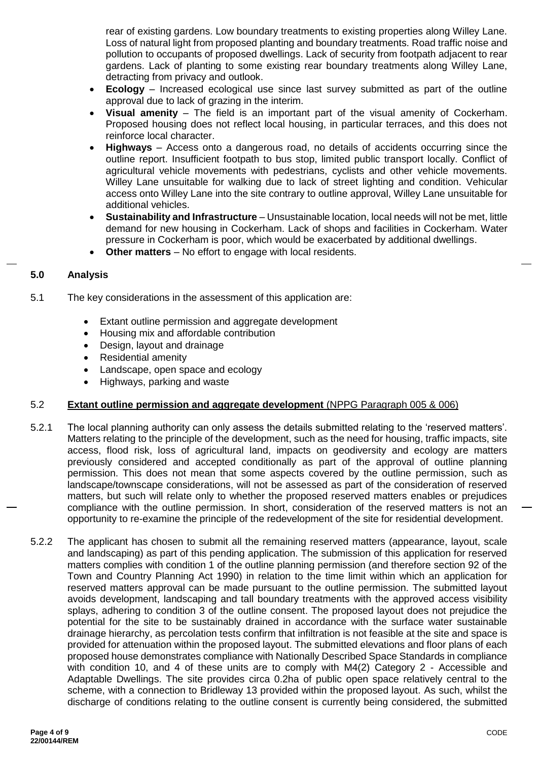rear of existing gardens. Low boundary treatments to existing properties along Willey Lane. Loss of natural light from proposed planting and boundary treatments. Road traffic noise and pollution to occupants of proposed dwellings. Lack of security from footpath adjacent to rear gardens. Lack of planting to some existing rear boundary treatments along Willey Lane, detracting from privacy and outlook.

- **Ecology** – Increased ecological use since last survey submitted as part of the outline approval due to lack of grazing in the interim.
- **Visual amenity** – The field is an important part of the visual amenity of Cockerham. Proposed housing does not reflect local housing, in particular terraces, and this does not reinforce local character.
- **Highways** – Access onto a dangerous road, no details of accidents occurring since the outline report. Insufficient footpath to bus stop, limited public transport locally. Conflict of agricultural vehicle movements with pedestrians, cyclists and other vehicle movements. Willey Lane unsuitable for walking due to lack of street lighting and condition. Vehicular access onto Willey Lane into the site contrary to outline approval, Willey Lane unsuitable for additional vehicles.
- **Sustainability and Infrastructure** – Unsustainable location, local needs will not be met, little demand for new housing in Cockerham. Lack of shops and facilities in Cockerham. Water pressure in Cockerham is poor, which would be exacerbated by additional dwellings.
- **Other matters** – No effort to engage with local residents.

## 5.0 Analysis

5.1 The key considerations in the assessment of this application are:

- Extant outline permission and aggregate development
- Housing mix and affordable contribution
- Design, layout and drainage
- Residential amenity
- Landscape, open space and ecology
- Highways, parking and waste

### 5.2 Extant outline permission and aggregate development (NPPG Paragraph 005 & 006)

5.2.1 The local planning authority can only assess the details submitted relating to the 'reserved matters'. Matters relating to the principle of the development, such as the need for housing, traffic impacts, site access, flood risk, loss of agricultural land, impacts on geodiversity and ecology are matters previously considered and accepted conditionally as part of the approval of outline planning permission. This does not mean that some aspects covered by the outline permission, such as landscape/townscape considerations, will not be assessed as part of the consideration of reserved matters, but such will relate only to whether the proposed reserved matters enables or prejudices compliance with the outline permission. In short, consideration of the reserved matters is not an opportunity to re-examine the principle of the redevelopment of the site for residential development.

5.2.2 The applicant has chosen to submit all the remaining reserved matters (appearance, layout, scale and landscaping) as part of this pending application. The submission of this application for reserved matters complies with condition 1 of the outline planning permission (and therefore section 92 of the Town and Country Planning Act 1990) in relation to the time limit within which an application for reserved matters approval can be made pursuant to the outline permission. The submitted layout avoids development, landscaping and tall boundary treatments with the approved access visibility splays, adhering to condition 3 of the outline consent. The proposed layout does not prejudice the potential for the site to be sustainably drained in accordance with the surface water sustainable drainage hierarchy, as percolation tests confirm that infiltration is not feasible at the site and space is provided for attenuation within the proposed layout. The submitted elevations and floor plans of each proposed house demonstrates compliance with Nationally Described Space Standards in compliance with condition 10, and 4 of these units are to comply with M4(2) Category 2 - Accessible and Adaptable Dwellings. The site provides circa 0.2ha of public open space relatively central to the scheme, with a connection to Bridleway 13 provided within the proposed layout. As such, whilst the discharge of conditions relating to the outline consent is currently being considered, the submitted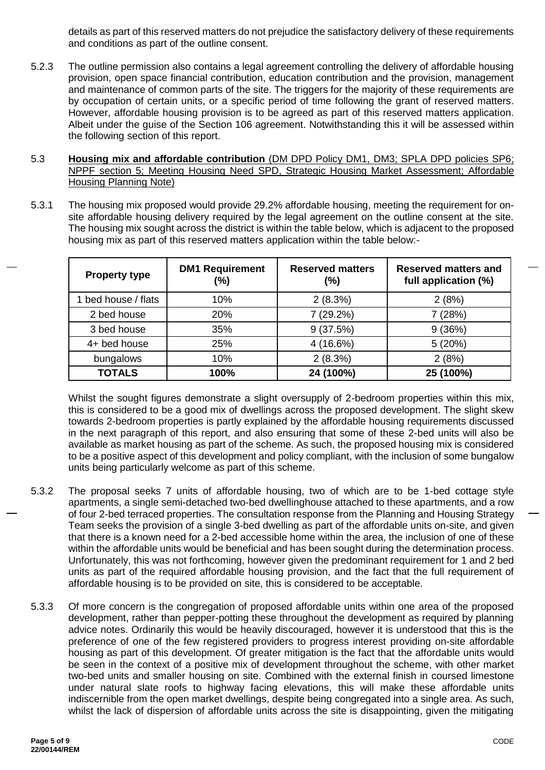details as part of this reserved matters do not prejudice the satisfactory delivery of these requirements and conditions as part of the outline consent.

5.2.3 The outline permission also contains a legal agreement controlling the delivery of affordable housing provision, open space financial contribution, education contribution and the provision, management and maintenance of common parts of the site. The triggers for the majority of these requirements are by occupation of certain units, or a specific period of time following the grant of reserved matters. However, affordable housing provision is to be agreed as part of this reserved matters application. Albeit under the guise of the Section 106 agreement. Notwithstanding this it will be assessed within the following section of this report.

5.3 **Housing mix and affordable contribution** (DM DPD Policy DM1, DM3; SPLA DPD policies SP6; NPPF section 5; Meeting Housing Need SPD, Strategic Housing Market Assessment; Affordable Housing Planning Note)

5.3.1 The housing mix proposed would provide 29.2% affordable housing, meeting the requirement for on-site affordable housing delivery required by the legal agreement on the outline consent at the site. The housing mix sought across the district is within the table below, which is adjacent to the proposed housing mix as part of this reserved matters application within the table below:-

| Property type | DM1 Requirement (%) | Reserved matters (%) | Reserved matters and full application (%) |
|---|---|---|---|
| 1 bed house / flats | 10% | 2 (8.3%) | 2 (8%) |
| 2 bed house | 20% | 7 (29.2%) | 7 (28%) |
| 3 bed house | 35% | 9 (37.5%) | 9 (36%) |
| 4+ bed house | 25% | 4 (16.6%) | 5 (20%) |
| bungalows | 10% | 2 (8.3%) | 2 (8%) |
| **TOTALS** | **100%** | **24 (100%)** | **25 (100%)** |

Whilst the sought figures demonstrate a slight oversupply of 2-bedroom properties within this mix, this is considered to be a good mix of dwellings across the proposed development. The slight skew towards 2-bedroom properties is partly explained by the affordable housing requirements discussed in the next paragraph of this report, and also ensuring that some of these 2-bed units will also be available as market housing as part of the scheme. As such, the proposed housing mix is considered to be a positive aspect of this development and policy compliant, with the inclusion of some bungalow units being particularly welcome as part of this scheme.

5.3.2 The proposal seeks 7 units of affordable housing, two of which are to be 1-bed cottage style apartments, a single semi-detached two-bed dwellinghouse attached to these apartments, and a row of four 2-bed terraced properties. The consultation response from the Planning and Housing Strategy Team seeks the provision of a single 3-bed dwelling as part of the affordable units on-site, and given that there is a known need for a 2-bed accessible home within the area, the inclusion of one of these within the affordable units would be beneficial and has been sought during the determination process. Unfortunately, this was not forthcoming, however given the predominant requirement for 1 and 2 bed units as part of the required affordable housing provision, and the fact that the full requirement of affordable housing is to be provided on site, this is considered to be acceptable.

5.3.3 Of more concern is the congregation of proposed affordable units within one area of the proposed development, rather than pepper-potting these throughout the development as required by planning advice notes. Ordinarily this would be heavily discouraged, however it is understood that this is the preference of one of the few registered providers to progress interest providing on-site affordable housing as part of this development. Of greater mitigation is the fact that the affordable units would be seen in the context of a positive mix of development throughout the scheme, with other market two-bed units and smaller housing on site. Combined with the external finish in coursed limestone under natural slate roofs to highway facing elevations, this will make these affordable units indiscernible from the open market dwellings, despite being congregated into a single area. As such, whilst the lack of dispersion of affordable units across the site is disappointing, given the mitigating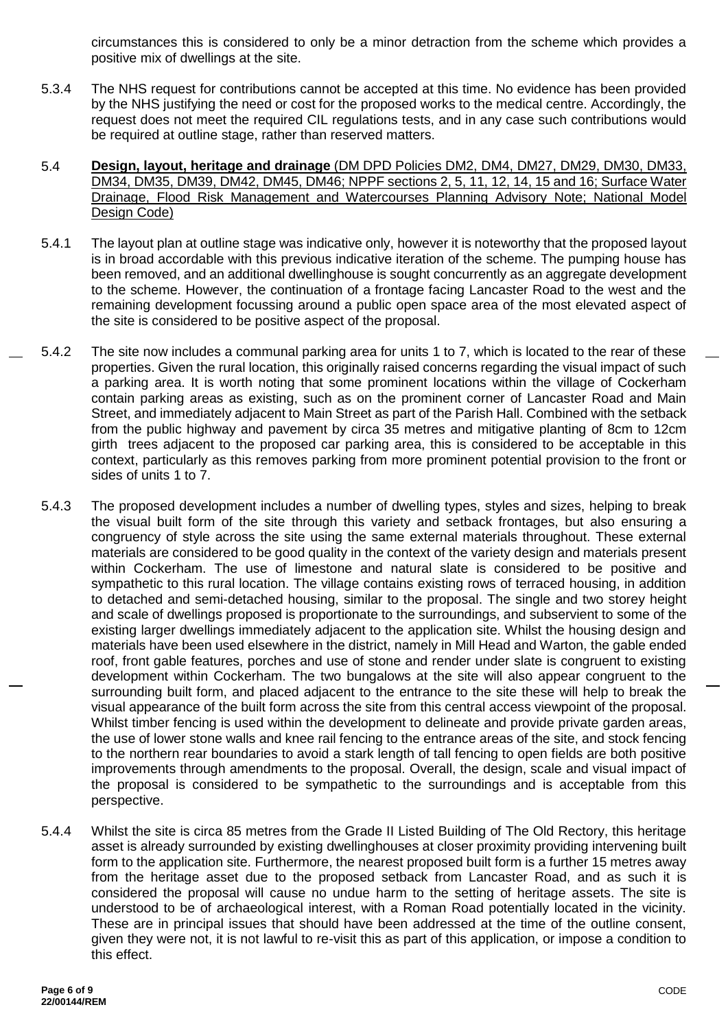circumstances this is considered to only be a minor detraction from the scheme which provides a positive mix of dwellings at the site.

5.3.4 The NHS request for contributions cannot be accepted at this time. No evidence has been provided by the NHS justifying the need or cost for the proposed works to the medical centre. Accordingly, the request does not meet the required CIL regulations tests, and in any case such contributions would be required at outline stage, rather than reserved matters.

5.4 **Design, layout, heritage and drainage** (DM DPD Policies DM2, DM4, DM27, DM29, DM30, DM33, DM34, DM35, DM39, DM42, DM45, DM46; NPPF sections 2, 5, 11, 12, 14, 15 and 16; Surface Water Drainage, Flood Risk Management and Watercourses Planning Advisory Note; National Model Design Code)

5.4.1 The layout plan at outline stage was indicative only, however it is noteworthy that the proposed layout is in broad accordable with this previous indicative iteration of the scheme. The pumping house has been removed, and an additional dwellinghouse is sought concurrently as an aggregate development to the scheme. However, the continuation of a frontage facing Lancaster Road to the west and the remaining development focussing around a public open space area of the most elevated aspect of the site is considered to be positive aspect of the proposal.

5.4.2 The site now includes a communal parking area for units 1 to 7, which is located to the rear of these properties. Given the rural location, this originally raised concerns regarding the visual impact of such a parking area. It is worth noting that some prominent locations within the village of Cockerham contain parking areas as existing, such as on the prominent corner of Lancaster Road and Main Street, and immediately adjacent to Main Street as part of the Parish Hall. Combined with the setback from the public highway and pavement by circa 35 metres and mitigative planting of 8cm to 12cm girth trees adjacent to the proposed car parking area, this is considered to be acceptable in this context, particularly as this removes parking from more prominent potential provision to the front or sides of units 1 to 7.

5.4.3 The proposed development includes a number of dwelling types, styles and sizes, helping to break the visual built form of the site through this variety and setback frontages, but also ensuring a congruency of style across the site using the same external materials throughout. These external materials are considered to be good quality in the context of the variety design and materials present within Cockerham. The use of limestone and natural slate is considered to be positive and sympathetic to this rural location. The village contains existing rows of terraced housing, in addition to detached and semi-detached housing, similar to the proposal. The single and two storey height and scale of dwellings proposed is proportionate to the surroundings, and subservient to some of the existing larger dwellings immediately adjacent to the application site. Whilst the housing design and materials have been used elsewhere in the district, namely in Mill Head and Warton, the gable ended roof, front gable features, porches and use of stone and render under slate is congruent to existing development within Cockerham. The two bungalows at the site will also appear congruent to the surrounding built form, and placed adjacent to the entrance to the site these will help to break the visual appearance of the built form across the site from this central access viewpoint of the proposal. Whilst timber fencing is used within the development to delineate and provide private garden areas, the use of lower stone walls and knee rail fencing to the entrance areas of the site, and stock fencing to the northern rear boundaries to avoid a stark length of tall fencing to open fields are both positive improvements through amendments to the proposal. Overall, the design, scale and visual impact of the proposal is considered to be sympathetic to the surroundings and is acceptable from this perspective.

5.4.4 Whilst the site is circa 85 metres from the Grade II Listed Building of The Old Rectory, this heritage asset is already surrounded by existing dwellinghouses at closer proximity providing intervening built form to the application site. Furthermore, the nearest proposed built form is a further 15 metres away from the heritage asset due to the proposed setback from Lancaster Road, and as such it is considered the proposal will cause no undue harm to the setting of heritage assets. The site is understood to be of archaeological interest, with a Roman Road potentially located in the vicinity. These are in principal issues that should have been addressed at the time of the outline consent, given they were not, it is not lawful to re-visit this as part of this application, or impose a condition to this effect.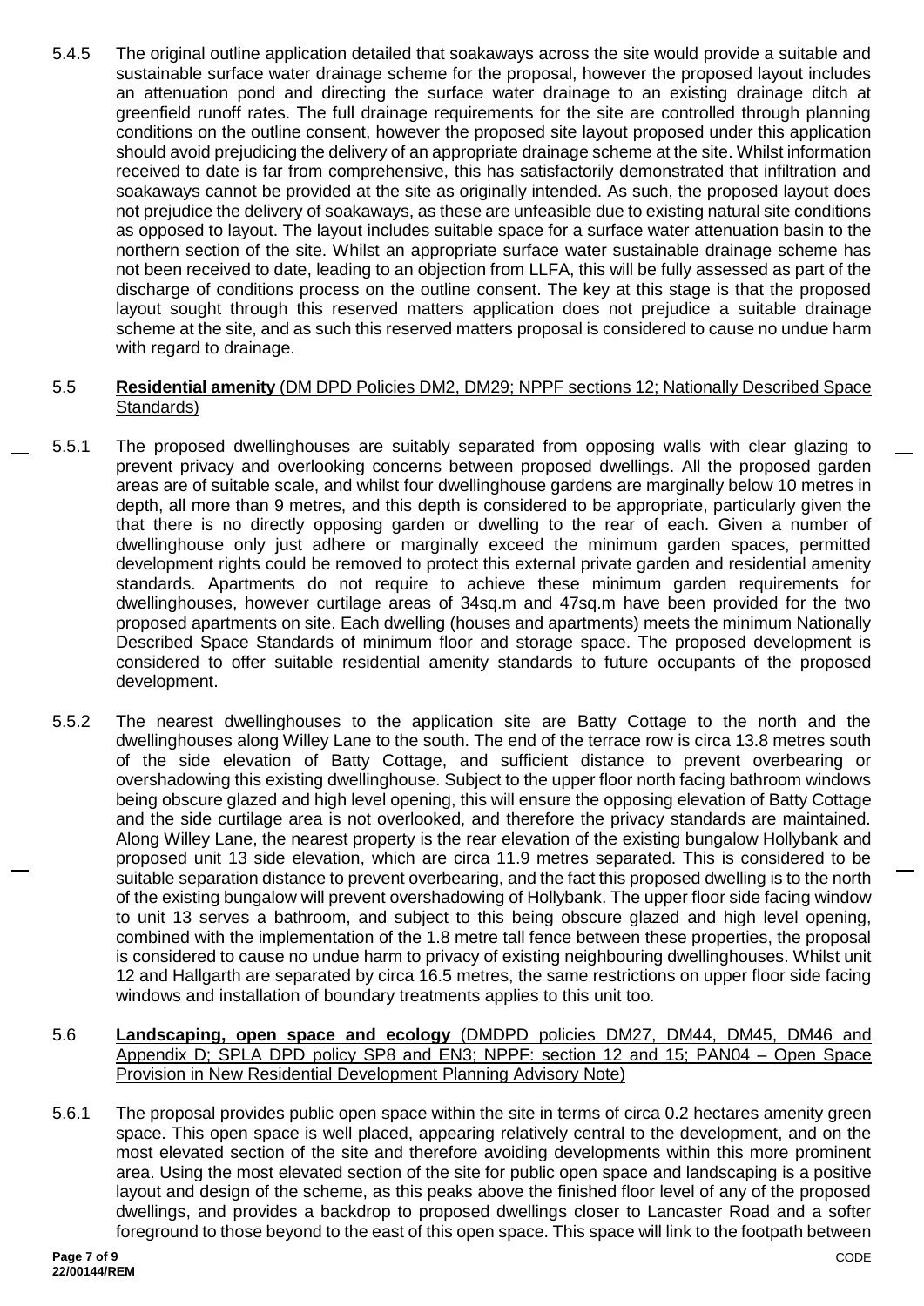5.4.5 The original outline application detailed that soakaways across the site would provide a suitable and sustainable surface water drainage scheme for the proposal, however the proposed layout includes an attenuation pond and directing the surface water drainage to an existing drainage ditch at greenfield runoff rates. The full drainage requirements for the site are controlled through planning conditions on the outline consent, however the proposed site layout proposed under this application should avoid prejudicing the delivery of an appropriate drainage scheme at the site. Whilst information received to date is far from comprehensive, this has satisfactorily demonstrated that infiltration and soakaways cannot be provided at the site as originally intended. As such, the proposed layout does not prejudice the delivery of soakaways, as these are unfeasible due to existing natural site conditions as opposed to layout. The layout includes suitable space for a surface water attenuation basin to the northern section of the site. Whilst an appropriate surface water sustainable drainage scheme has not been received to date, leading to an objection from LLFA, this will be fully assessed as part of the discharge of conditions process on the outline consent. The key at this stage is that the proposed layout sought through this reserved matters application does not prejudice a suitable drainage scheme at the site, and as such this reserved matters proposal is considered to cause no undue harm with regard to drainage.

5.5 **Residential amenity** (DM DPD Policies DM2, DM29; NPPF sections 12; Nationally Described Space Standards)

5.5.1 The proposed dwellinghouses are suitably separated from opposing walls with clear glazing to prevent privacy and overlooking concerns between proposed dwellings. All the proposed garden areas are of suitable scale, and whilst four dwellinghouse gardens are marginally below 10 metres in depth, all more than 9 metres, and this depth is considered to be appropriate, particularly given the that there is no directly opposing garden or dwelling to the rear of each. Given a number of dwellinghouse only just adhere or marginally exceed the minimum garden spaces, permitted development rights could be removed to protect this external private garden and residential amenity standards. Apartments do not require to achieve these minimum garden requirements for dwellinghouses, however curtilage areas of 34sq.m and 47sq.m have been provided for the two proposed apartments on site. Each dwelling (houses and apartments) meets the minimum Nationally Described Space Standards of minimum floor and storage space. The proposed development is considered to offer suitable residential amenity standards to future occupants of the proposed development.

5.5.2 The nearest dwellinghouses to the application site are Batty Cottage to the north and the dwellinghouses along Willey Lane to the south. The end of the terrace row is circa 13.8 metres south of the side elevation of Batty Cottage, and sufficient distance to prevent overbearing or overshadowing this existing dwellinghouse. Subject to the upper floor north facing bathroom windows being obscure glazed and high level opening, this will ensure the opposing elevation of Batty Cottage and the side curtilage area is not overlooked, and therefore the privacy standards are maintained. Along Willey Lane, the nearest property is the rear elevation of the existing bungalow Hollybank and proposed unit 13 side elevation, which are circa 11.9 metres separated. This is considered to be suitable separation distance to prevent overbearing, and the fact this proposed dwelling is to the north of the existing bungalow will prevent overshadowing of Hollybank. The upper floor side facing window to unit 13 serves a bathroom, and subject to this being obscure glazed and high level opening, combined with the implementation of the 1.8 metre tall fence between these properties, the proposal is considered to cause no undue harm to privacy of existing neighbouring dwellinghouses. Whilst unit 12 and Hallgarth are separated by circa 16.5 metres, the same restrictions on upper floor side facing windows and installation of boundary treatments applies to this unit too.

5.6 **Landscaping, open space and ecology** (DMDPD policies DM27, DM44, DM45, DM46 and Appendix D; SPLA DPD policy SP8 and EN3; NPPF: section 12 and 15; PAN04 – Open Space Provision in New Residential Development Planning Advisory Note)

5.6.1 The proposal provides public open space within the site in terms of circa 0.2 hectares amenity green space. This open space is well placed, appearing relatively central to the development, and on the most elevated section of the site and therefore avoiding developments within this more prominent area. Using the most elevated section of the site for public open space and landscaping is a positive layout and design of the scheme, as this peaks above the finished floor level of any of the proposed dwellings, and provides a backdrop to proposed dwellings closer to Lancaster Road and a softer foreground to those beyond to the east of this open space. This space will link to the footpath between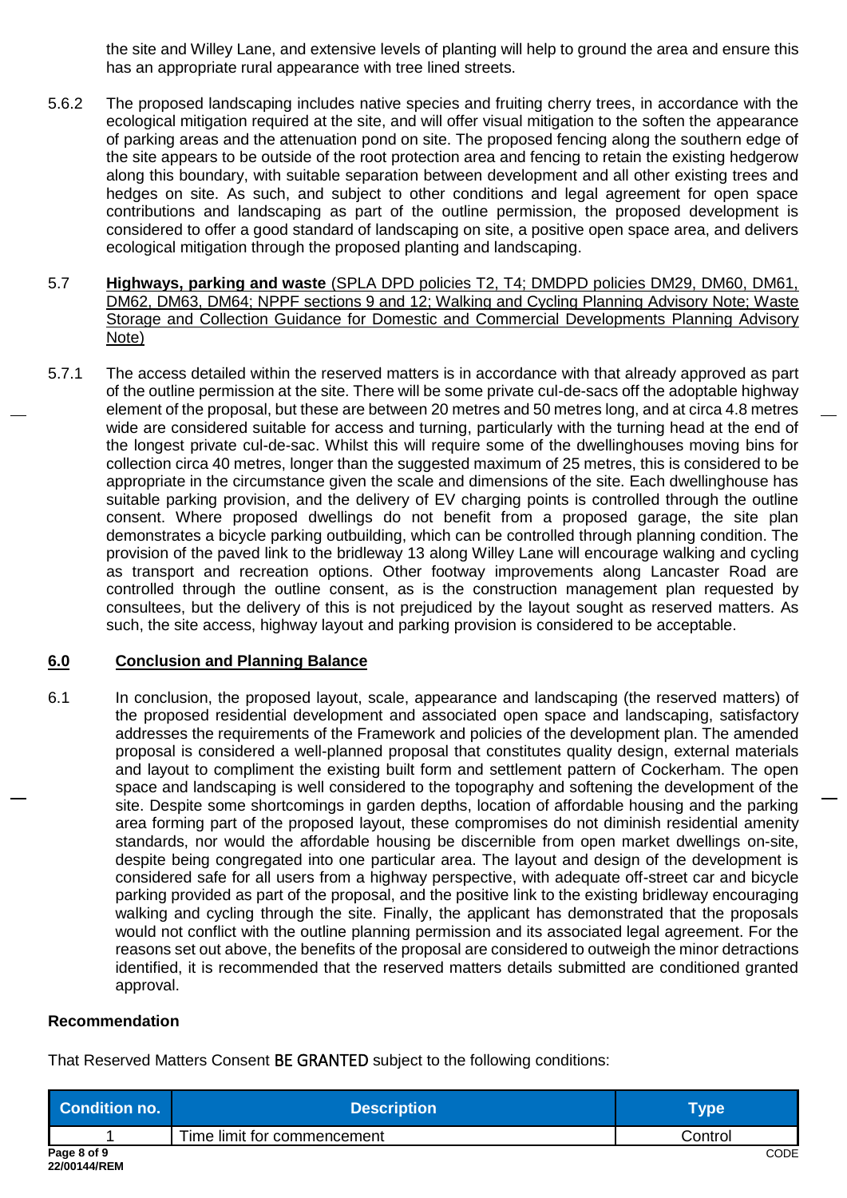the site and Willey Lane, and extensive levels of planting will help to ground the area and ensure this has an appropriate rural appearance with tree lined streets.

5.6.2 The proposed landscaping includes native species and fruiting cherry trees, in accordance with the ecological mitigation required at the site, and will offer visual mitigation to the soften the appearance of parking areas and the attenuation pond on site. The proposed fencing along the southern edge of the site appears to be outside of the root protection area and fencing to retain the existing hedgerow along this boundary, with suitable separation between development and all other existing trees and hedges on site. As such, and subject to other conditions and legal agreement for open space contributions and landscaping as part of the outline permission, the proposed development is considered to offer a good standard of landscaping on site, a positive open space area, and delivers ecological mitigation through the proposed planting and landscaping.

5.7 **Highways, parking and waste** (SPLA DPD policies T2, T4; DMDPD policies DM29, DM60, DM61, DM62, DM63, DM64; NPPF sections 9 and 12; Walking and Cycling Planning Advisory Note; Waste Storage and Collection Guidance for Domestic and Commercial Developments Planning Advisory Note)

5.7.1 The access detailed within the reserved matters is in accordance with that already approved as part of the outline permission at the site. There will be some private cul-de-sacs off the adoptable highway element of the proposal, but these are between 20 metres and 50 metres long, and at circa 4.8 metres wide are considered suitable for access and turning, particularly with the turning head at the end of the longest private cul-de-sac. Whilst this will require some of the dwellinghouses moving bins for collection circa 40 metres, longer than the suggested maximum of 25 metres, this is considered to be appropriate in the circumstance given the scale and dimensions of the site. Each dwellinghouse has suitable parking provision, and the delivery of EV charging points is controlled through the outline consent. Where proposed dwellings do not benefit from a proposed garage, the site plan demonstrates a bicycle parking outbuilding, which can be controlled through planning condition. The provision of the paved link to the bridleway 13 along Willey Lane will encourage walking and cycling as transport and recreation options. Other footway improvements along Lancaster Road are controlled through the outline consent, as is the construction management plan requested by consultees, but the delivery of this is not prejudiced by the layout sought as reserved matters. As such, the site access, highway layout and parking provision is considered to be acceptable.

## 6.0 Conclusion and Planning Balance

6.1 In conclusion, the proposed layout, scale, appearance and landscaping (the reserved matters) of the proposed residential development and associated open space and landscaping, satisfactory addresses the requirements of the Framework and policies of the development plan. The amended proposal is considered a well-planned proposal that constitutes quality design, external materials and layout to compliment the existing built form and settlement pattern of Cockerham. The open space and landscaping is well considered to the topography and softening the development of the site. Despite some shortcomings in garden depths, location of affordable housing and the parking area forming part of the proposed layout, these compromises do not diminish residential amenity standards, nor would the affordable housing be discernible from open market dwellings on-site, despite being congregated into one particular area. The layout and design of the development is considered safe for all users from a highway perspective, with adequate off-street car and bicycle parking provided as part of the proposal, and the positive link to the existing bridleway encouraging walking and cycling through the site. Finally, the applicant has demonstrated that the proposals would not conflict with the outline planning permission and its associated legal agreement. For the reasons set out above, the benefits of the proposal are considered to outweigh the minor detractions identified, it is recommended that the reserved matters details submitted are conditioned granted approval.

**Recommendation**

That Reserved Matters Consent BE GRANTED subject to the following conditions:

| Condition no. | Description | Type |
|---|---|---|
| 1 | Time limit for commencement | Control |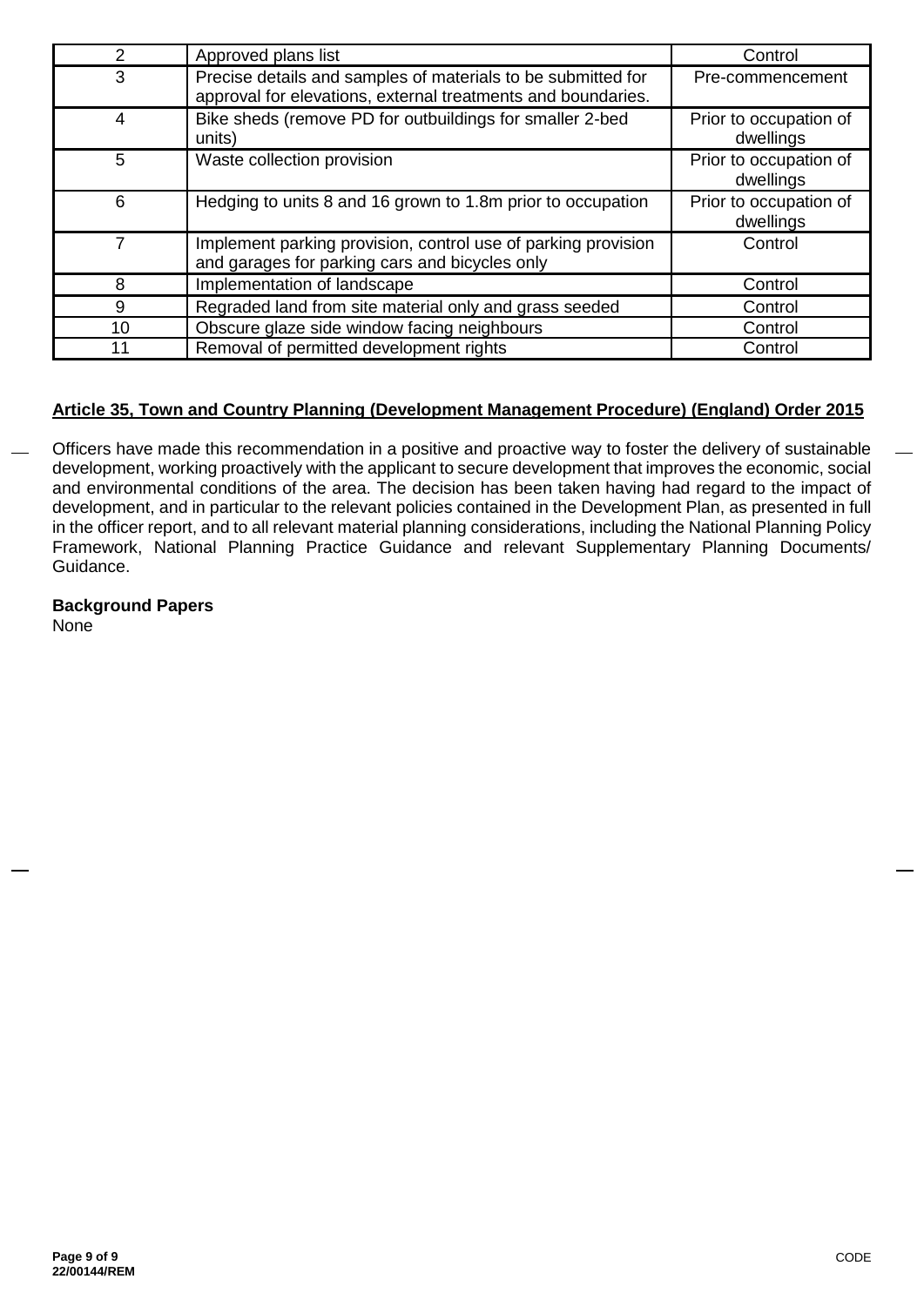| | | |
|---|---|---|
| 2 | Approved plans list | Control |
| 3 | Precise details and samples of materials to be submitted for approval for elevations, external treatments and boundaries. | Pre-commencement |
| 4 | Bike sheds (remove PD for outbuildings for smaller 2-bed units) | Prior to occupation of dwellings |
| 5 | Waste collection provision | Prior to occupation of dwellings |
| 6 | Hedging to units 8 and 16 grown to 1.8m prior to occupation | Prior to occupation of dwellings |
| 7 | Implement parking provision, control use of parking provision and garages for parking cars and bicycles only | Control |
| 8 | Implementation of landscape | Control |
| 9 | Regraded land from site material only and grass seeded | Control |
| 10 | Obscure glaze side window facing neighbours | Control |
| 11 | Removal of permitted development rights | Control |

**Article 35, Town and Country Planning (Development Management Procedure) (England) Order 2015**

Officers have made this recommendation in a positive and proactive way to foster the delivery of sustainable development, working proactively with the applicant to secure development that improves the economic, social and environmental conditions of the area. The decision has been taken having had regard to the impact of development, and in particular to the relevant policies contained in the Development Plan, as presented in full in the officer report, and to all relevant material planning considerations, including the National Planning Policy Framework, National Planning Practice Guidance and relevant Supplementary Planning Documents/ Guidance.

**Background Papers**
None